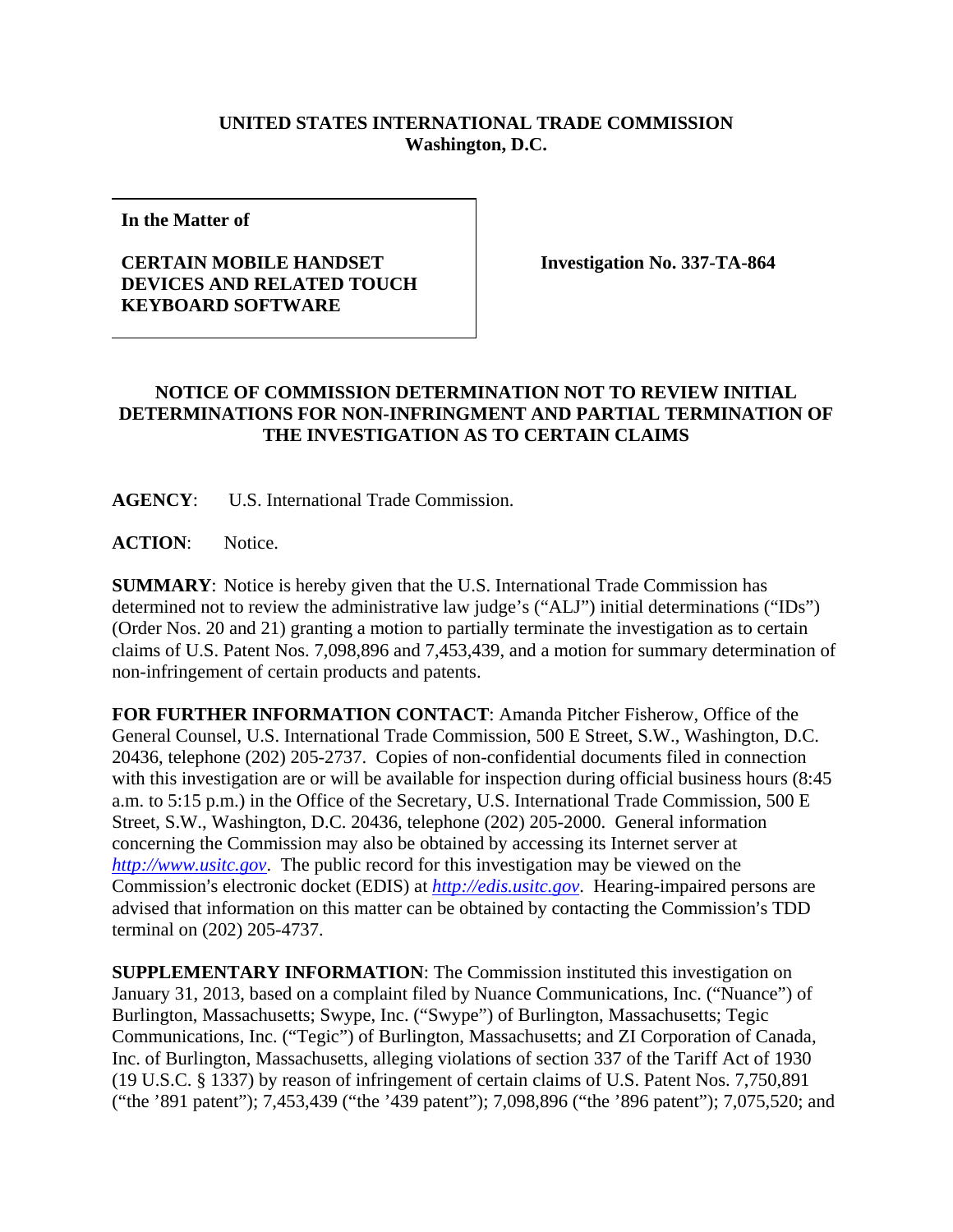**UNITED STATES INTERNATIONAL TRADE COMMISSION**
**Washington, D.C.**

| **In the Matter of**<br><br>**CERTAIN MOBILE HANDSET DEVICES AND RELATED TOUCH KEYBOARD SOFTWARE** | **Investigation No. 337-TA-864** |
|---|---|

## NOTICE OF COMMISSION DETERMINATION NOT TO REVIEW INITIAL DETERMINATIONS FOR NON-INFRINGMENT AND PARTIAL TERMINATION OF THE INVESTIGATION AS TO CERTAIN CLAIMS

**AGENCY**: U.S. International Trade Commission.

**ACTION**: Notice.

**SUMMARY**: Notice is hereby given that the U.S. International Trade Commission has determined not to review the administrative law judge's ("ALJ") initial determinations ("IDs") (Order Nos. 20 and 21) granting a motion to partially terminate the investigation as to certain claims of U.S. Patent Nos. 7,098,896 and 7,453,439, and a motion for summary determination of non-infringement of certain products and patents.

**FOR FURTHER INFORMATION CONTACT**: Amanda Pitcher Fisherow, Office of the General Counsel, U.S. International Trade Commission, 500 E Street, S.W., Washington, D.C. 20436, telephone (202) 205-2737. Copies of non-confidential documents filed in connection with this investigation are or will be available for inspection during official business hours (8:45 a.m. to 5:15 p.m.) in the Office of the Secretary, U.S. International Trade Commission, 500 E Street, S.W., Washington, D.C. 20436, telephone (202) 205-2000. General information concerning the Commission may also be obtained by accessing its Internet server at *http://www.usitc.gov*. The public record for this investigation may be viewed on the Commission's electronic docket (EDIS) at *http://edis.usitc.gov*. Hearing-impaired persons are advised that information on this matter can be obtained by contacting the Commission's TDD terminal on (202) 205-4737.

**SUPPLEMENTARY INFORMATION**: The Commission instituted this investigation on January 31, 2013, based on a complaint filed by Nuance Communications, Inc. ("Nuance") of Burlington, Massachusetts; Swype, Inc. ("Swype") of Burlington, Massachusetts; Tegic Communications, Inc. ("Tegic") of Burlington, Massachusetts; and ZI Corporation of Canada, Inc. of Burlington, Massachusetts, alleging violations of section 337 of the Tariff Act of 1930 (19 U.S.C. § 1337) by reason of infringement of certain claims of U.S. Patent Nos. 7,750,891 ("the '891 patent"); 7,453,439 ("the '439 patent"); 7,098,896 ("the '896 patent"); 7,075,520; and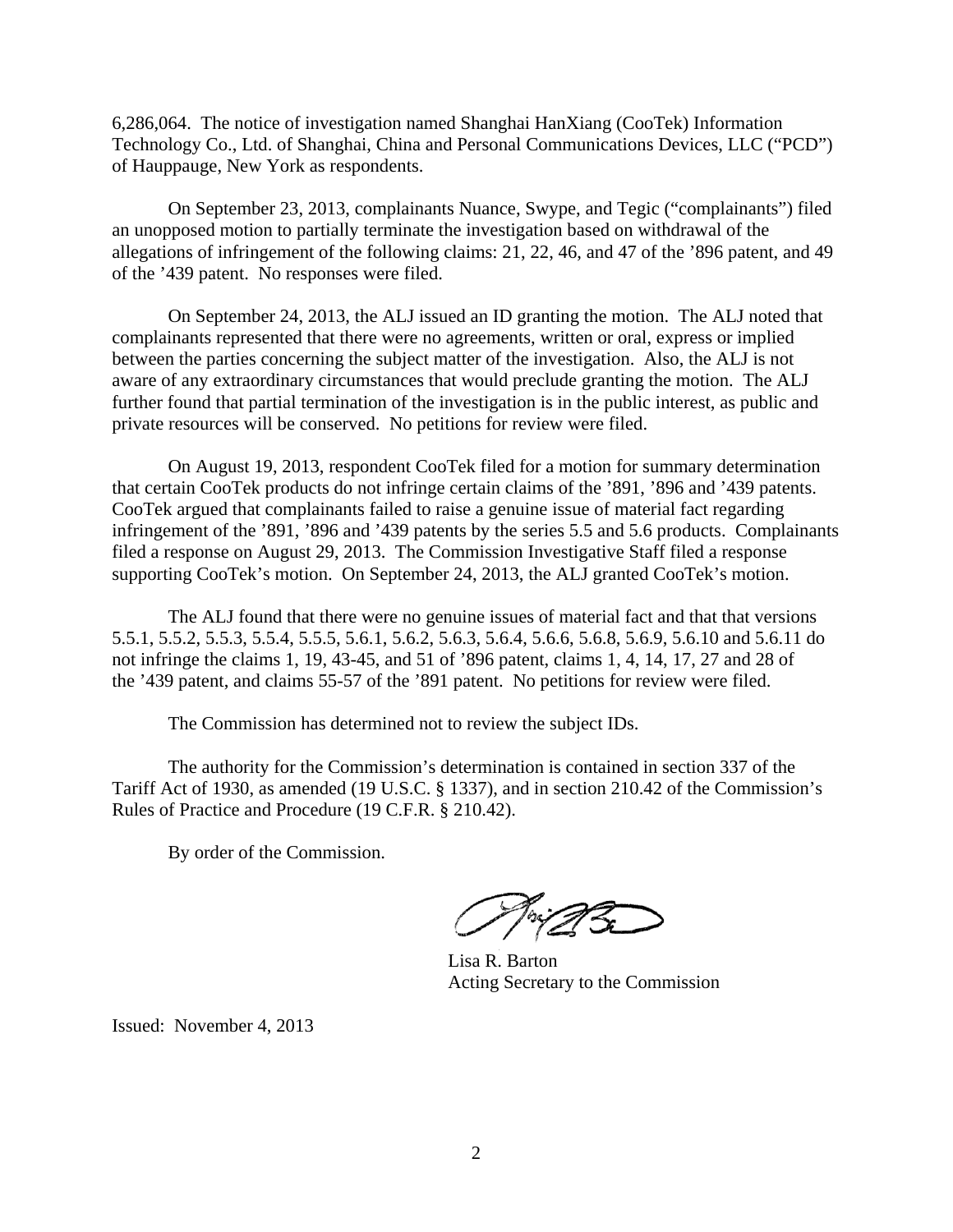6,286,064. The notice of investigation named Shanghai HanXiang (CooTek) Information Technology Co., Ltd. of Shanghai, China and Personal Communications Devices, LLC ("PCD") of Hauppauge, New York as respondents.

On September 23, 2013, complainants Nuance, Swype, and Tegic ("complainants") filed an unopposed motion to partially terminate the investigation based on withdrawal of the allegations of infringement of the following claims: 21, 22, 46, and 47 of the '896 patent, and 49 of the '439 patent. No responses were filed.

On September 24, 2013, the ALJ issued an ID granting the motion. The ALJ noted that complainants represented that there were no agreements, written or oral, express or implied between the parties concerning the subject matter of the investigation. Also, the ALJ is not aware of any extraordinary circumstances that would preclude granting the motion. The ALJ further found that partial termination of the investigation is in the public interest, as public and private resources will be conserved. No petitions for review were filed.

On August 19, 2013, respondent CooTek filed for a motion for summary determination that certain CooTek products do not infringe certain claims of the '891, '896 and '439 patents. CooTek argued that complainants failed to raise a genuine issue of material fact regarding infringement of the '891, '896 and '439 patents by the series 5.5 and 5.6 products. Complainants filed a response on August 29, 2013. The Commission Investigative Staff filed a response supporting CooTek's motion. On September 24, 2013, the ALJ granted CooTek's motion.

The ALJ found that there were no genuine issues of material fact and that that versions 5.5.1, 5.5.2, 5.5.3, 5.5.4, 5.5.5, 5.6.1, 5.6.2, 5.6.3, 5.6.4, 5.6.6, 5.6.8, 5.6.9, 5.6.10 and 5.6.11 do not infringe the claims 1, 19, 43-45, and 51 of '896 patent, claims 1, 4, 14, 17, 27 and 28 of the '439 patent, and claims 55-57 of the '891 patent. No petitions for review were filed.

The Commission has determined not to review the subject IDs.

The authority for the Commission's determination is contained in section 337 of the Tariff Act of 1930, as amended (19 U.S.C. § 1337), and in section 210.42 of the Commission's Rules of Practice and Procedure (19 C.F.R. § 210.42).

By order of the Commission.

Lisa R. Barton
Acting Secretary to the Commission

Issued: November 4, 2013